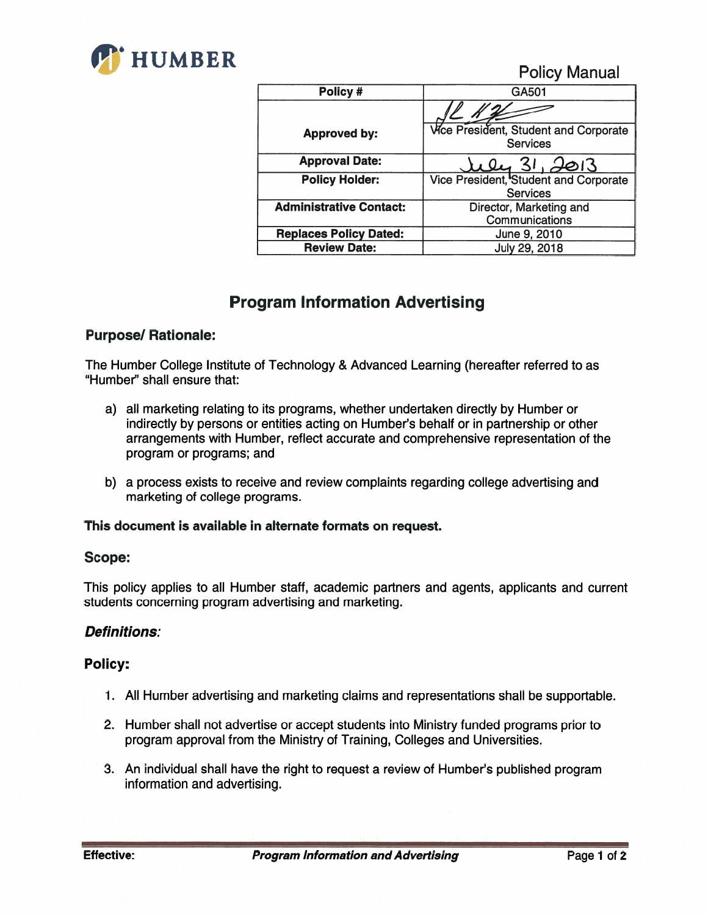HUMBER

Policy Manual

| Policy # | GA501 |
|---|---|
| Approved by: | Vice President, Student and Corporate Services |
| Approval Date: | July 31, 2013 |
| Policy Holder: | Vice President, Student and Corporate Services |
| Administrative Contact: | Director, Marketing and Communications |
| Replaces Policy Dated: | June 9, 2010 |
| Review Date: | July 29, 2018 |

# Program Information Advertising

## Purpose/ Rationale:

The Humber College Institute of Technology & Advanced Learning (hereafter referred to as "Humber" shall ensure that:

a) all marketing relating to its programs, whether undertaken directly by Humber or indirectly by persons or entities acting on Humber's behalf or in partnership or other arrangements with Humber, reflect accurate and comprehensive representation of the program or programs; and

b) a process exists to receive and review complaints regarding college advertising and marketing of college programs.

**This document is available in alternate formats on request.**

## Scope:

This policy applies to all Humber staff, academic partners and agents, applicants and current students concerning program advertising and marketing.

## *Definitions:*

## Policy:

1. All Humber advertising and marketing claims and representations shall be supportable.

2. Humber shall not advertise or accept students into Ministry funded programs prior to program approval from the Ministry of Training, Colleges and Universities.

3. An individual shall have the right to request a review of Humber's published program information and advertising.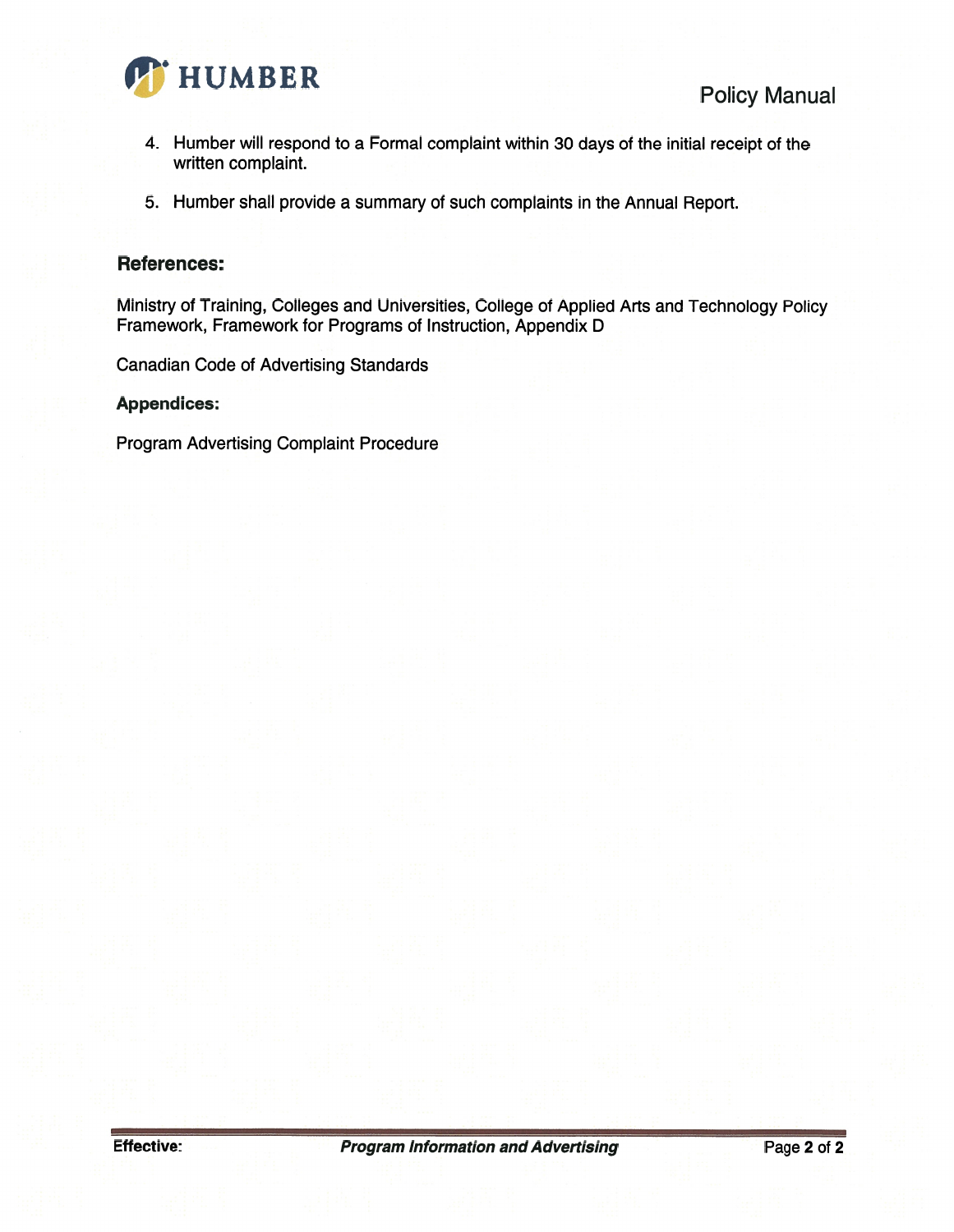4. Humber will respond to a Formal complaint within 30 days of the initial receipt of the written complaint.

5. Humber shall provide a summary of such complaints in the Annual Report.

## References:

Ministry of Training, Colleges and Universities, College of Applied Arts and Technology Policy Framework, Framework for Programs of Instruction, Appendix D

Canadian Code of Advertising Standards

## Appendices:

Program Advertising Complaint Procedure